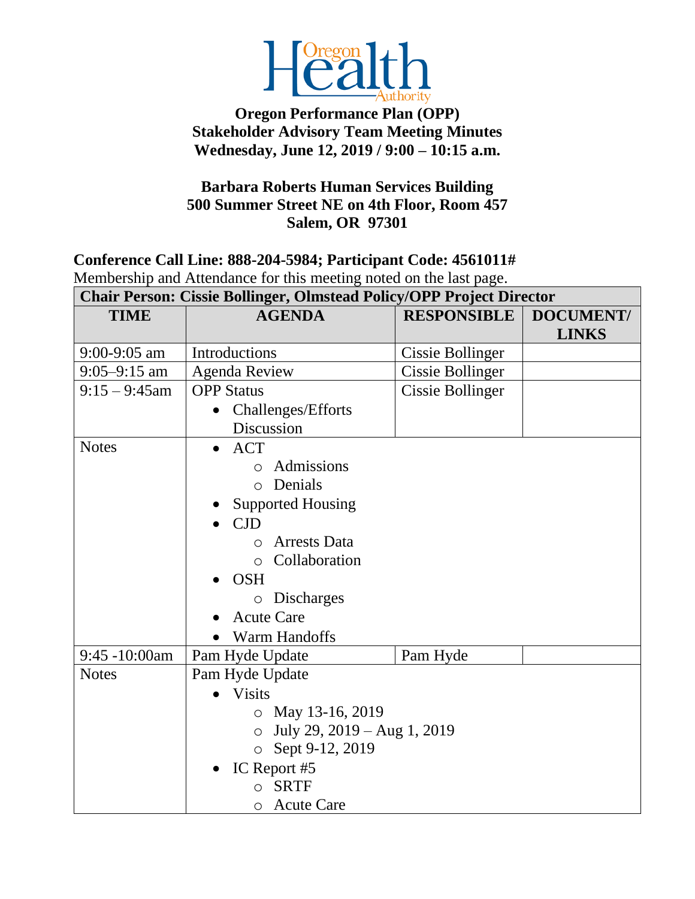Oregon Health Authority

**Oregon Performance Plan (OPP)**
**Stakeholder Advisory Team Meeting Minutes**
**Wednesday, June 12, 2019 / 9:00 – 10:15 a.m.**

**Barbara Roberts Human Services Building**
**500 Summer Street NE on 4th Floor, Room 457**
**Salem, OR 97301**

**Conference Call Line: 888-204-5984; Participant Code: 4561011#**

Membership and Attendance for this meeting noted on the last page.

| **Chair Person: Cissie Bollinger, Olmstead Policy/OPP Project Director** | | | |
|---|---|---|---|
| **TIME** | **AGENDA** | **RESPONSIBLE** | **DOCUMENT/ LINKS** |
| 9:00-9:05 am | Introductions | Cissie Bollinger | |
| 9:05–9:15 am | Agenda Review | Cissie Bollinger | |
| 9:15 – 9:45am | OPP Status<br>• Challenges/Efforts Discussion | Cissie Bollinger | |
| Notes | • ACT<br>&nbsp;&nbsp;○ Admissions<br>&nbsp;&nbsp;○ Denials<br>• Supported Housing<br>• CJD<br>&nbsp;&nbsp;○ Arrests Data<br>&nbsp;&nbsp;○ Collaboration<br>• OSH<br>&nbsp;&nbsp;○ Discharges<br>• Acute Care<br>• Warm Handoffs | | |
| 9:45 -10:00am | Pam Hyde Update | Pam Hyde | |
| Notes | Pam Hyde Update<br>• Visits<br>&nbsp;&nbsp;○ May 13-16, 2019<br>&nbsp;&nbsp;○ July 29, 2019 – Aug 1, 2019<br>&nbsp;&nbsp;○ Sept 9-12, 2019<br>• IC Report #5<br>&nbsp;&nbsp;○ SRTF<br>&nbsp;&nbsp;○ Acute Care | | |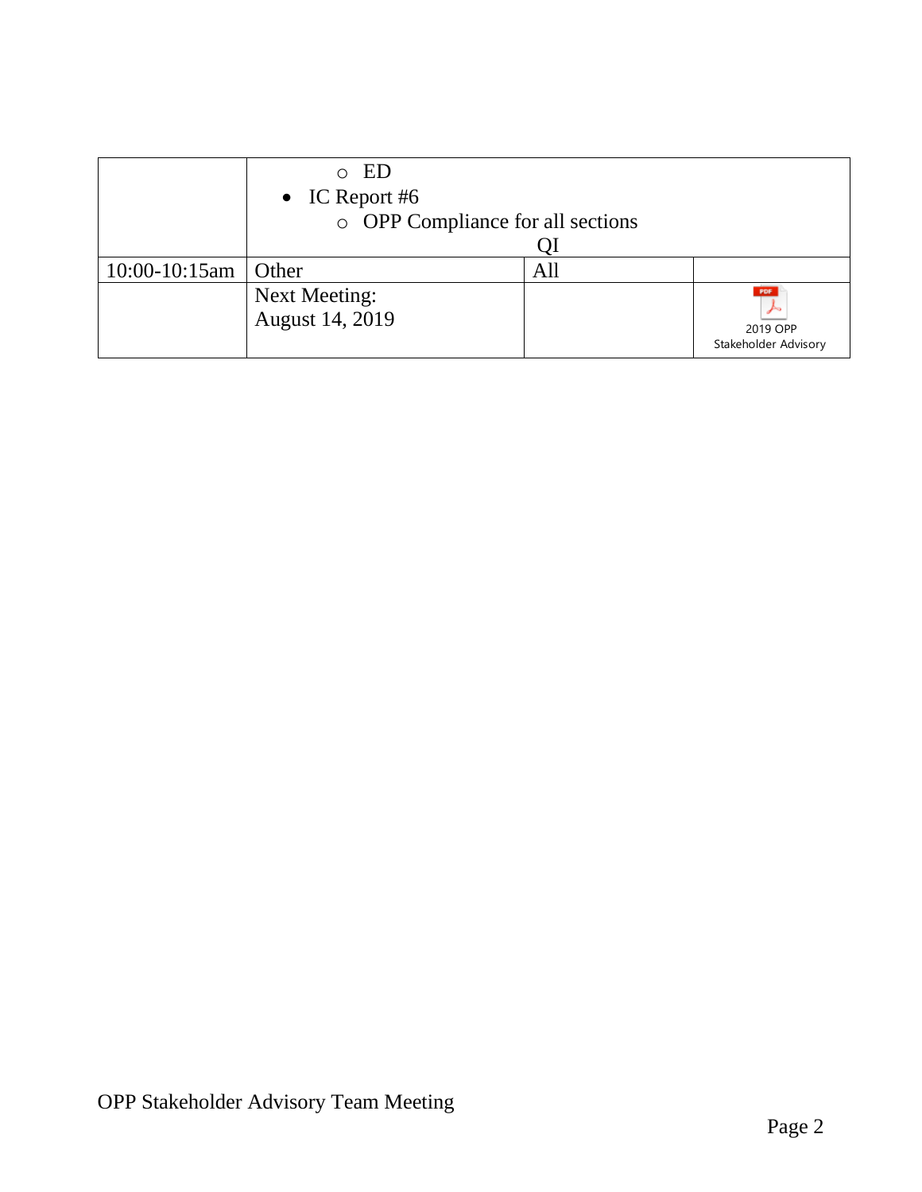|  |  |  |  |
|---|---|---|---|
|  | ◦ ED<br>• IC Report #6<br>◦ OPP Compliance for all sections | QI |  |
| 10:00-10:15am | Other | All |  |
|  | Next Meeting:<br>August 14, 2019 |  | 2019 OPP Stakeholder Advisory |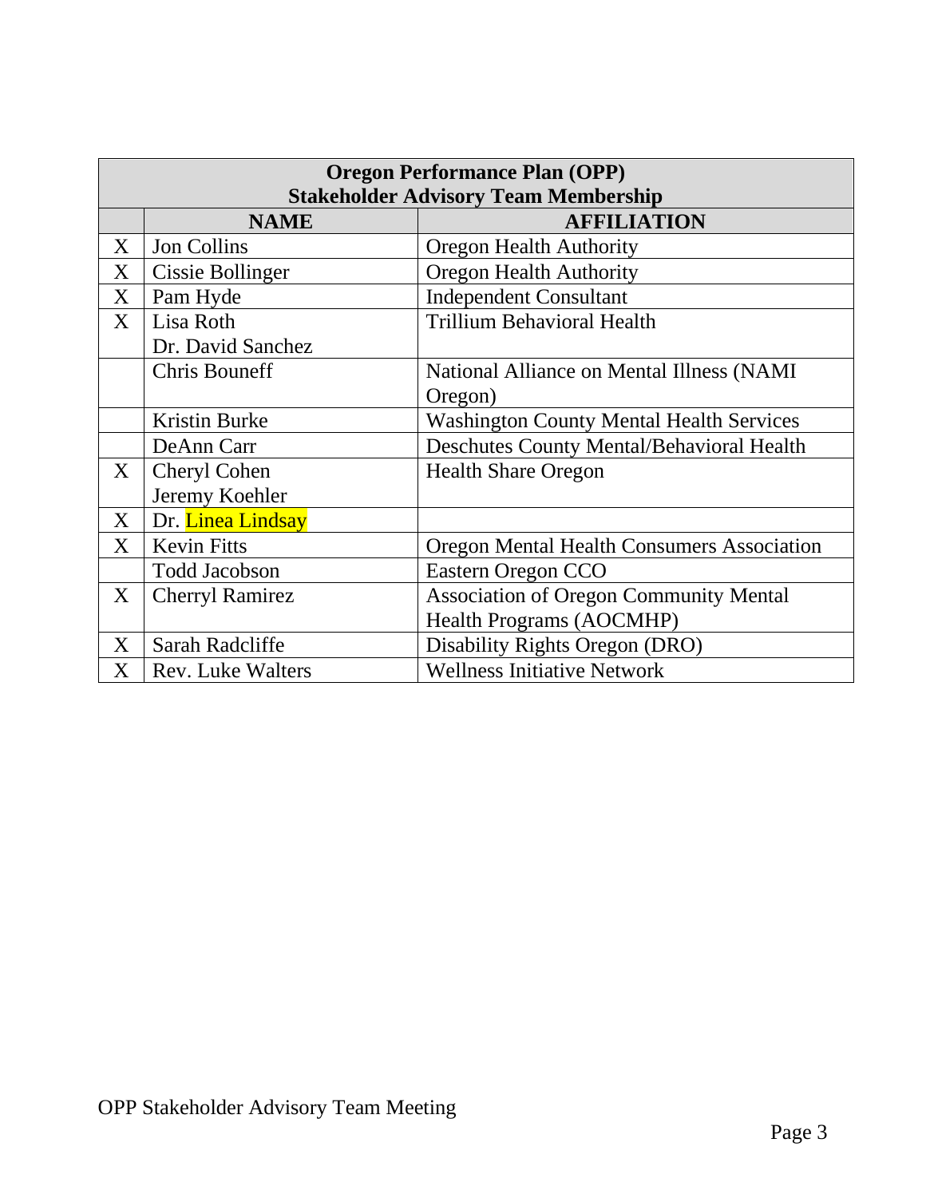| Oregon Performance Plan (OPP) Stakeholder Advisory Team Membership | | |
|---|---|---|
| | **NAME** | **AFFILIATION** |
| X | Jon Collins | Oregon Health Authority |
| X | Cissie Bollinger | Oregon Health Authority |
| X | Pam Hyde | Independent Consultant |
| X | Lisa Roth<br>Dr. David Sanchez | Trillium Behavioral Health |
| | Chris Bouneff | National Alliance on Mental Illness (NAMI Oregon) |
| | Kristin Burke | Washington County Mental Health Services |
| | DeAnn Carr | Deschutes County Mental/Behavioral Health |
| X | Cheryl Cohen<br>Jeremy Koehler | Health Share Oregon |
| X | Dr. Linea Lindsay | |
| X | Kevin Fitts | Oregon Mental Health Consumers Association |
| | Todd Jacobson | Eastern Oregon CCO |
| X | Cherryl Ramirez | Association of Oregon Community Mental Health Programs (AOCMHP) |
| X | Sarah Radcliffe | Disability Rights Oregon (DRO) |
| X | Rev. Luke Walters | Wellness Initiative Network |